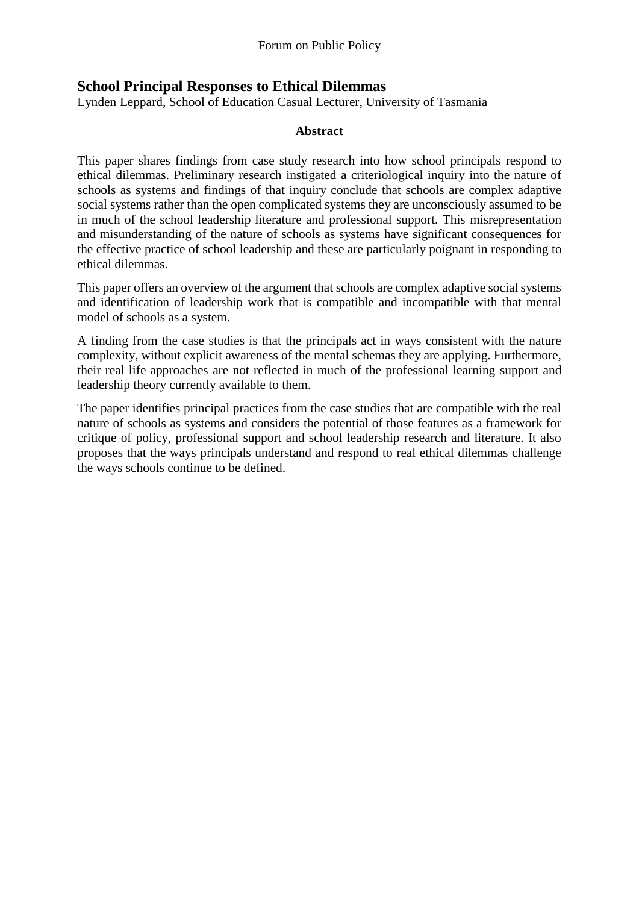# School Principal Responses to Ethical Dilemmas

Lynden Leppard, School of Education Casual Lecturer, University of Tasmania

### Abstract

This paper shares findings from case study research into how school principals respond to ethical dilemmas. Preliminary research instigated a criteriological inquiry into the nature of schools as systems and findings of that inquiry conclude that schools are complex adaptive social systems rather than the open complicated systems they are unconsciously assumed to be in much of the school leadership literature and professional support. This misrepresentation and misunderstanding of the nature of schools as systems have significant consequences for the effective practice of school leadership and these are particularly poignant in responding to ethical dilemmas.

This paper offers an overview of the argument that schools are complex adaptive social systems and identification of leadership work that is compatible and incompatible with that mental model of schools as a system.

A finding from the case studies is that the principals act in ways consistent with the nature complexity, without explicit awareness of the mental schemas they are applying. Furthermore, their real life approaches are not reflected in much of the professional learning support and leadership theory currently available to them.

The paper identifies principal practices from the case studies that are compatible with the real nature of schools as systems and considers the potential of those features as a framework for critique of policy, professional support and school leadership research and literature. It also proposes that the ways principals understand and respond to real ethical dilemmas challenge the ways schools continue to be defined.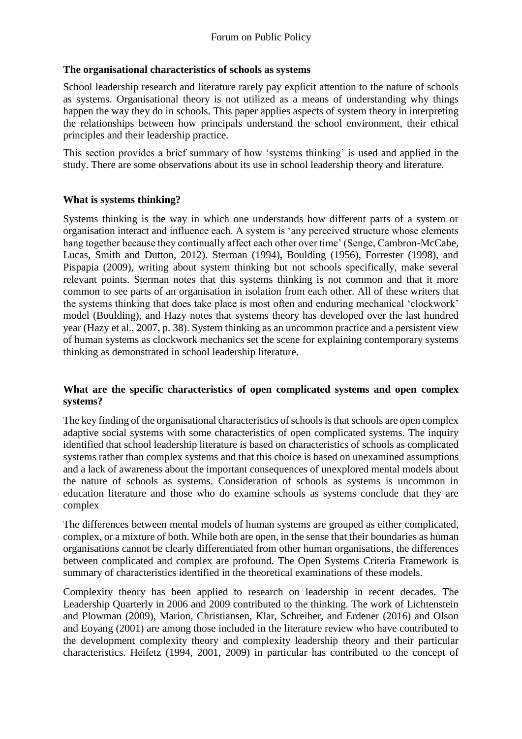### The organisational characteristics of schools as systems

School leadership research and literature rarely pay explicit attention to the nature of schools as systems. Organisational theory is not utilized as a means of understanding why things happen the way they do in schools. This paper applies aspects of system theory in interpreting the relationships between how principals understand the school environment, their ethical principles and their leadership practice.

This section provides a brief summary of how 'systems thinking' is used and applied in the study. There are some observations about its use in school leadership theory and literature.

### What is systems thinking?

Systems thinking is the way in which one understands how different parts of a system or organisation interact and influence each. A system is 'any perceived structure whose elements hang together because they continually affect each other over time' (Senge, Cambron-McCabe, Lucas, Smith and Dutton, 2012). Sterman (1994), Boulding (1956), Forrester (1998), and Pispapia (2009), writing about system thinking but not schools specifically, make several relevant points. Sterman notes that this systems thinking is not common and that it more common to see parts of an organisation in isolation from each other. All of these writers that the systems thinking that does take place is most often and enduring mechanical 'clockwork' model (Boulding), and Hazy notes that systems theory has developed over the last hundred year (Hazy et al., 2007, p. 38). System thinking as an uncommon practice and a persistent view of human systems as clockwork mechanics set the scene for explaining contemporary systems thinking as demonstrated in school leadership literature.

### What are the specific characteristics of open complicated systems and open complex systems?

The key finding of the organisational characteristics of schools is that schools are open complex adaptive social systems with some characteristics of open complicated systems. The inquiry identified that school leadership literature is based on characteristics of schools as complicated systems rather than complex systems and that this choice is based on unexamined assumptions and a lack of awareness about the important consequences of unexplored mental models about the nature of schools as systems. Consideration of schools as systems is uncommon in education literature and those who do examine schools as systems conclude that they are complex

The differences between mental models of human systems are grouped as either complicated, complex, or a mixture of both. While both are open, in the sense that their boundaries as human organisations cannot be clearly differentiated from other human organisations, the differences between complicated and complex are profound. The Open Systems Criteria Framework is summary of characteristics identified in the theoretical examinations of these models.

Complexity theory has been applied to research on leadership in recent decades. The Leadership Quarterly in 2006 and 2009 contributed to the thinking. The work of Lichtenstein and Plowman (2009), Marion, Christiansen, Klar, Schreiber, and Erdener (2016) and Olson and Eoyang (2001) are among those included in the literature review who have contributed to the development complexity theory and complexity leadership theory and their particular characteristics. Heifetz (1994, 2001, 2009) in particular has contributed to the concept of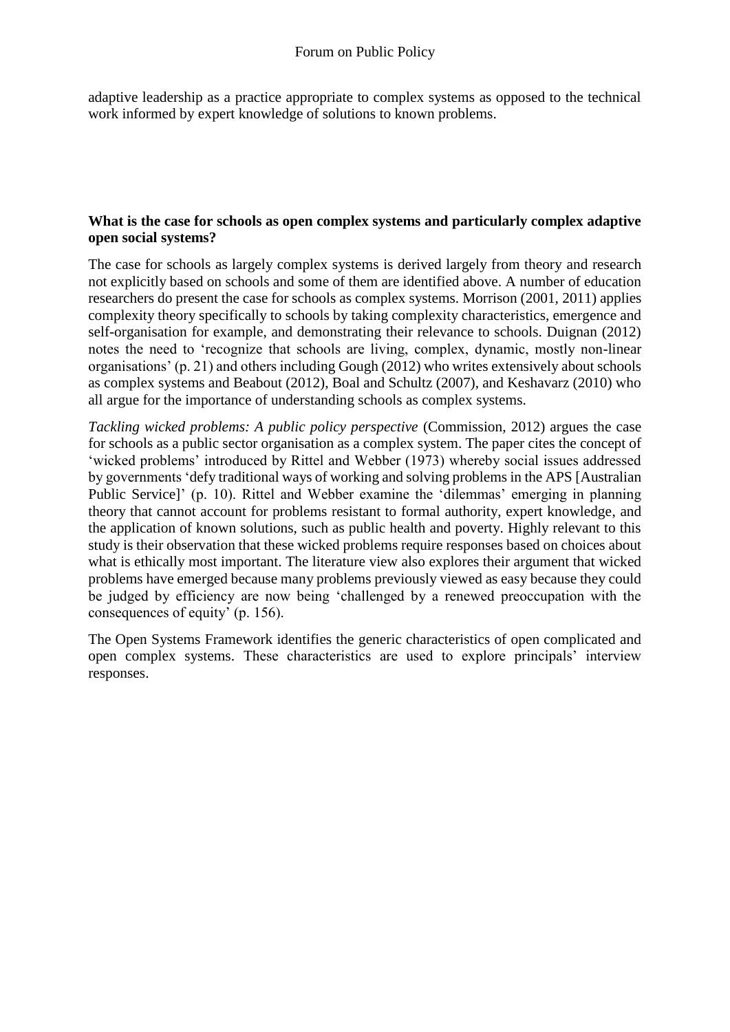adaptive leadership as a practice appropriate to complex systems as opposed to the technical work informed by expert knowledge of solutions to known problems.

**What is the case for schools as open complex systems and particularly complex adaptive open social systems?**

The case for schools as largely complex systems is derived largely from theory and research not explicitly based on schools and some of them are identified above. A number of education researchers do present the case for schools as complex systems. Morrison (2001, 2011) applies complexity theory specifically to schools by taking complexity characteristics, emergence and self-organisation for example, and demonstrating their relevance to schools. Duignan (2012) notes the need to 'recognize that schools are living, complex, dynamic, mostly non-linear organisations' (p. 21) and others including Gough (2012) who writes extensively about schools as complex systems and Beabout (2012), Boal and Schultz (2007), and Keshavarz (2010) who all argue for the importance of understanding schools as complex systems.

*Tackling wicked problems: A public policy perspective* (Commission, 2012) argues the case for schools as a public sector organisation as a complex system. The paper cites the concept of 'wicked problems' introduced by Rittel and Webber (1973) whereby social issues addressed by governments 'defy traditional ways of working and solving problems in the APS [Australian Public Service]' (p. 10). Rittel and Webber examine the 'dilemmas' emerging in planning theory that cannot account for problems resistant to formal authority, expert knowledge, and the application of known solutions, such as public health and poverty. Highly relevant to this study is their observation that these wicked problems require responses based on choices about what is ethically most important. The literature view also explores their argument that wicked problems have emerged because many problems previously viewed as easy because they could be judged by efficiency are now being 'challenged by a renewed preoccupation with the consequences of equity' (p. 156).

The Open Systems Framework identifies the generic characteristics of open complicated and open complex systems. These characteristics are used to explore principals' interview responses.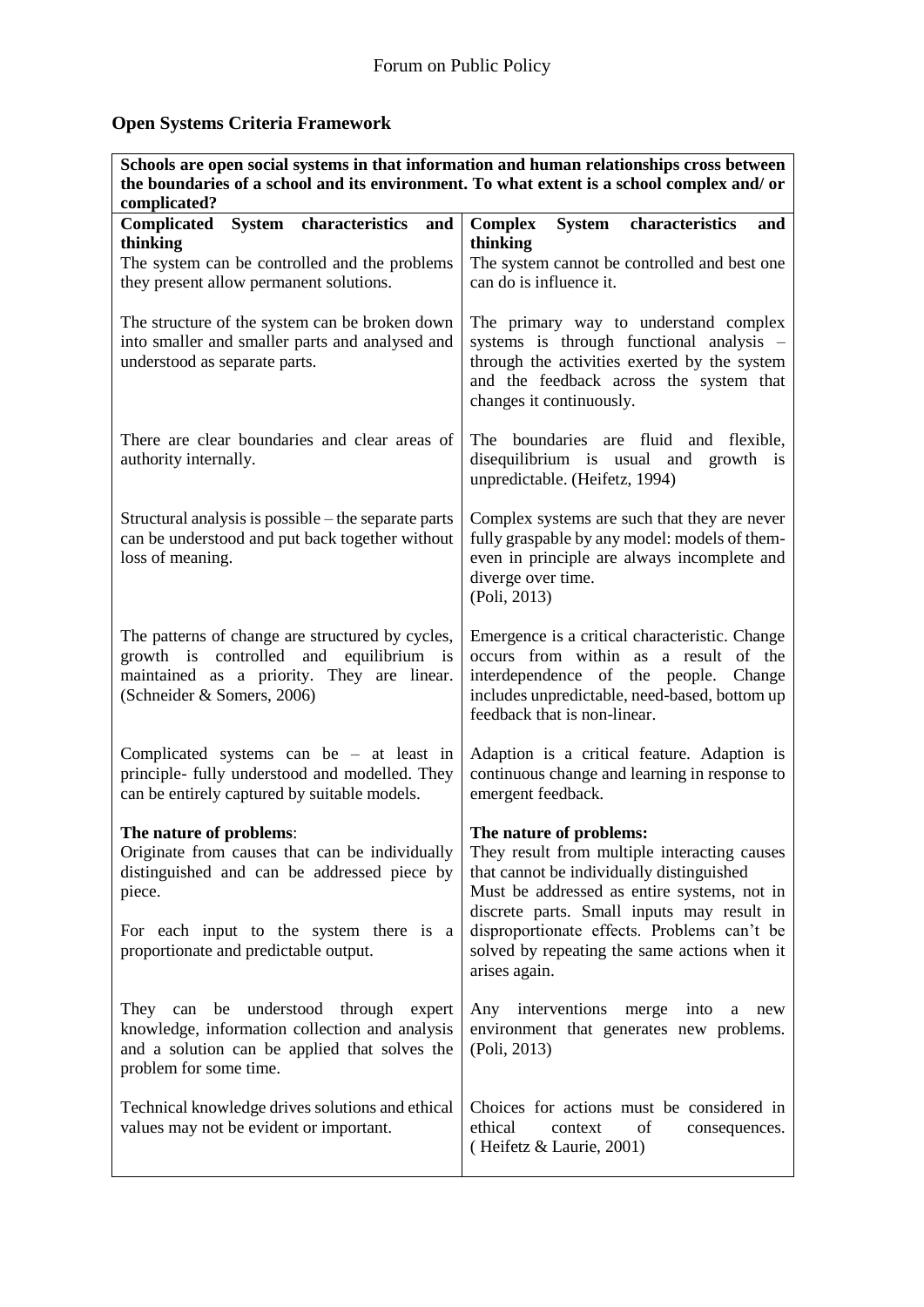## Open Systems Criteria Framework

| Schools are open social systems in that information and human relationships cross between the boundaries of a school and its environment. To what extent is a school complex and/ or complicated? | |
|---|---|
| **Complicated System characteristics and thinking**<br>The system can be controlled and the problems they present allow permanent solutions. | **Complex System characteristics and thinking**<br>The system cannot be controlled and best one can do is influence it. |
| The structure of the system can be broken down into smaller and smaller parts and analysed and understood as separate parts. | The primary way to understand complex systems is through functional analysis – through the activities exerted by the system and the feedback across the system that changes it continuously. |
| There are clear boundaries and clear areas of authority internally. | The boundaries are fluid and flexible, disequilibrium is usual and growth is unpredictable. (Heifetz, 1994) |
| Structural analysis is possible – the separate parts can be understood and put back together without loss of meaning. | Complex systems are such that they are never fully graspable by any model: models of them- even in principle are always incomplete and diverge over time.<br>(Poli, 2013) |
| The patterns of change are structured by cycles, growth is controlled and equilibrium is maintained as a priority. They are linear. (Schneider & Somers, 2006) | Emergence is a critical characteristic. Change occurs from within as a result of the interdependence of the people. Change includes unpredictable, need-based, bottom up feedback that is non-linear. |
| Complicated systems can be – at least in principle- fully understood and modelled. They can be entirely captured by suitable models. | Adaption is a critical feature. Adaption is continuous change and learning in response to emergent feedback. |
| **The nature of problems**:<br>Originate from causes that can be individually distinguished and can be addressed piece by piece.<br><br>For each input to the system there is a proportionate and predictable output. | **The nature of problems:**<br>They result from multiple interacting causes that cannot be individually distinguished<br>Must be addressed as entire systems, not in discrete parts. Small inputs may result in disproportionate effects. Problems can't be solved by repeating the same actions when it arises again. |
| They can be understood through expert knowledge, information collection and analysis and a solution can be applied that solves the problem for some time. | Any interventions merge into a new environment that generates new problems. (Poli, 2013) |
| Technical knowledge drives solutions and ethical values may not be evident or important. | Choices for actions must be considered in ethical context of consequences. ( Heifetz & Laurie, 2001) |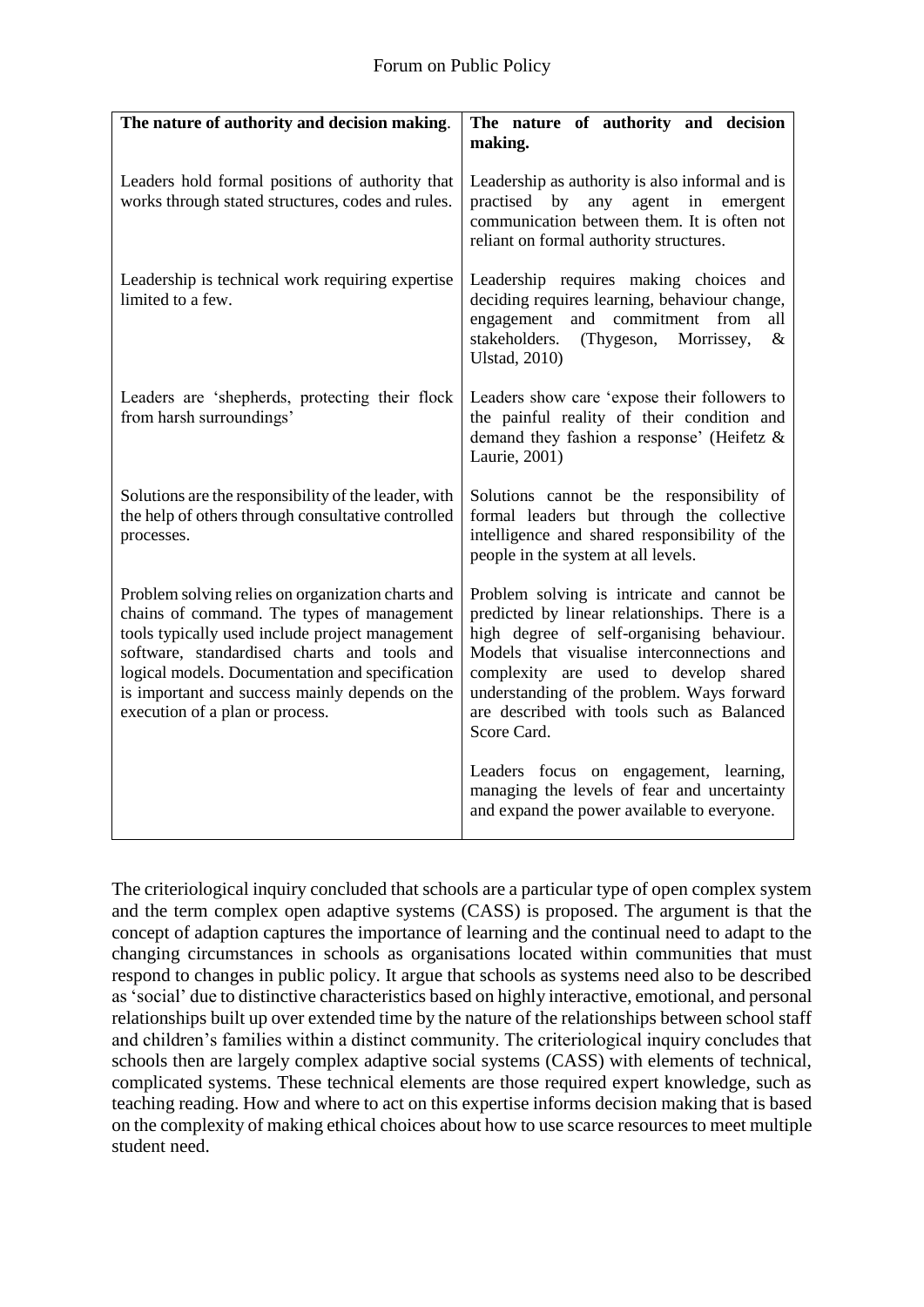| **The nature of authority and decision making**. | **The nature of authority and decision making.** |
|---|---|
| Leaders hold formal positions of authority that works through stated structures, codes and rules. | Leadership as authority is also informal and is practised by any agent in emergent communication between them. It is often not reliant on formal authority structures. |
| Leadership is technical work requiring expertise limited to a few. | Leadership requires making choices and deciding requires learning, behaviour change, engagement and commitment from all stakeholders. (Thygeson, Morrissey, & Ulstad, 2010) |
| Leaders are 'shepherds, protecting their flock from harsh surroundings' | Leaders show care 'expose their followers to the painful reality of their condition and demand they fashion a response' (Heifetz & Laurie, 2001) |
| Solutions are the responsibility of the leader, with the help of others through consultative controlled processes. | Solutions cannot be the responsibility of formal leaders but through the collective intelligence and shared responsibility of the people in the system at all levels. |
| Problem solving relies on organization charts and chains of command. The types of management tools typically used include project management software, standardised charts and tools and logical models. Documentation and specification is important and success mainly depends on the execution of a plan or process. | Problem solving is intricate and cannot be predicted by linear relationships. There is a high degree of self-organising behaviour. Models that visualise interconnections and complexity are used to develop shared understanding of the problem. Ways forward are described with tools such as Balanced Score Card.<br><br>Leaders focus on engagement, learning, managing the levels of fear and uncertainty and expand the power available to everyone. |

The criteriological inquiry concluded that schools are a particular type of open complex system and the term complex open adaptive systems (CASS) is proposed. The argument is that the concept of adaption captures the importance of learning and the continual need to adapt to the changing circumstances in schools as organisations located within communities that must respond to changes in public policy. It argue that schools as systems need also to be described as 'social' due to distinctive characteristics based on highly interactive, emotional, and personal relationships built up over extended time by the nature of the relationships between school staff and children's families within a distinct community. The criteriological inquiry concludes that schools then are largely complex adaptive social systems (CASS) with elements of technical, complicated systems. These technical elements are those required expert knowledge, such as teaching reading. How and where to act on this expertise informs decision making that is based on the complexity of making ethical choices about how to use scarce resources to meet multiple student need.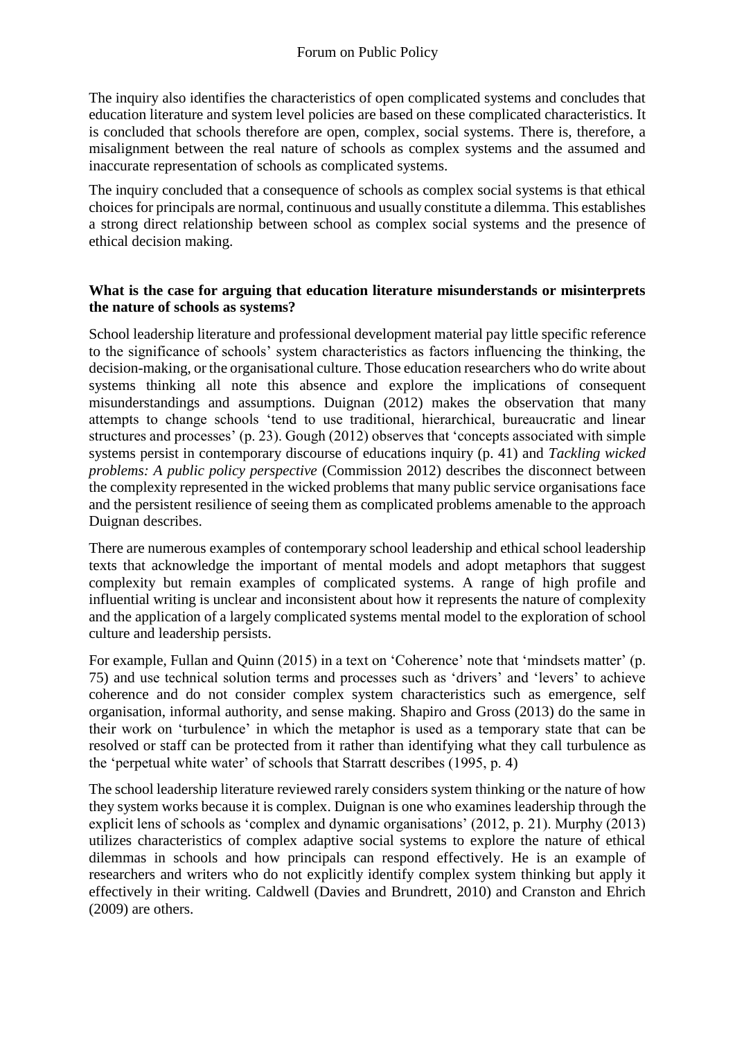The inquiry also identifies the characteristics of open complicated systems and concludes that education literature and system level policies are based on these complicated characteristics. It is concluded that schools therefore are open, complex, social systems. There is, therefore, a misalignment between the real nature of schools as complex systems and the assumed and inaccurate representation of schools as complicated systems.

The inquiry concluded that a consequence of schools as complex social systems is that ethical choices for principals are normal, continuous and usually constitute a dilemma. This establishes a strong direct relationship between school as complex social systems and the presence of ethical decision making.

**What is the case for arguing that education literature misunderstands or misinterprets the nature of schools as systems?**

School leadership literature and professional development material pay little specific reference to the significance of schools' system characteristics as factors influencing the thinking, the decision-making, or the organisational culture. Those education researchers who do write about systems thinking all note this absence and explore the implications of consequent misunderstandings and assumptions. Duignan (2012) makes the observation that many attempts to change schools 'tend to use traditional, hierarchical, bureaucratic and linear structures and processes' (p. 23). Gough (2012) observes that 'concepts associated with simple systems persist in contemporary discourse of educations inquiry (p. 41) and *Tackling wicked problems: A public policy perspective* (Commission 2012) describes the disconnect between the complexity represented in the wicked problems that many public service organisations face and the persistent resilience of seeing them as complicated problems amenable to the approach Duignan describes.

There are numerous examples of contemporary school leadership and ethical school leadership texts that acknowledge the important of mental models and adopt metaphors that suggest complexity but remain examples of complicated systems. A range of high profile and influential writing is unclear and inconsistent about how it represents the nature of complexity and the application of a largely complicated systems mental model to the exploration of school culture and leadership persists.

For example, Fullan and Quinn (2015) in a text on 'Coherence' note that 'mindsets matter' (p. 75) and use technical solution terms and processes such as 'drivers' and 'levers' to achieve coherence and do not consider complex system characteristics such as emergence, self organisation, informal authority, and sense making. Shapiro and Gross (2013) do the same in their work on 'turbulence' in which the metaphor is used as a temporary state that can be resolved or staff can be protected from it rather than identifying what they call turbulence as the 'perpetual white water' of schools that Starratt describes (1995, p. 4)

The school leadership literature reviewed rarely considers system thinking or the nature of how they system works because it is complex. Duignan is one who examines leadership through the explicit lens of schools as 'complex and dynamic organisations' (2012, p. 21). Murphy (2013) utilizes characteristics of complex adaptive social systems to explore the nature of ethical dilemmas in schools and how principals can respond effectively. He is an example of researchers and writers who do not explicitly identify complex system thinking but apply it effectively in their writing. Caldwell (Davies and Brundrett, 2010) and Cranston and Ehrich (2009) are others.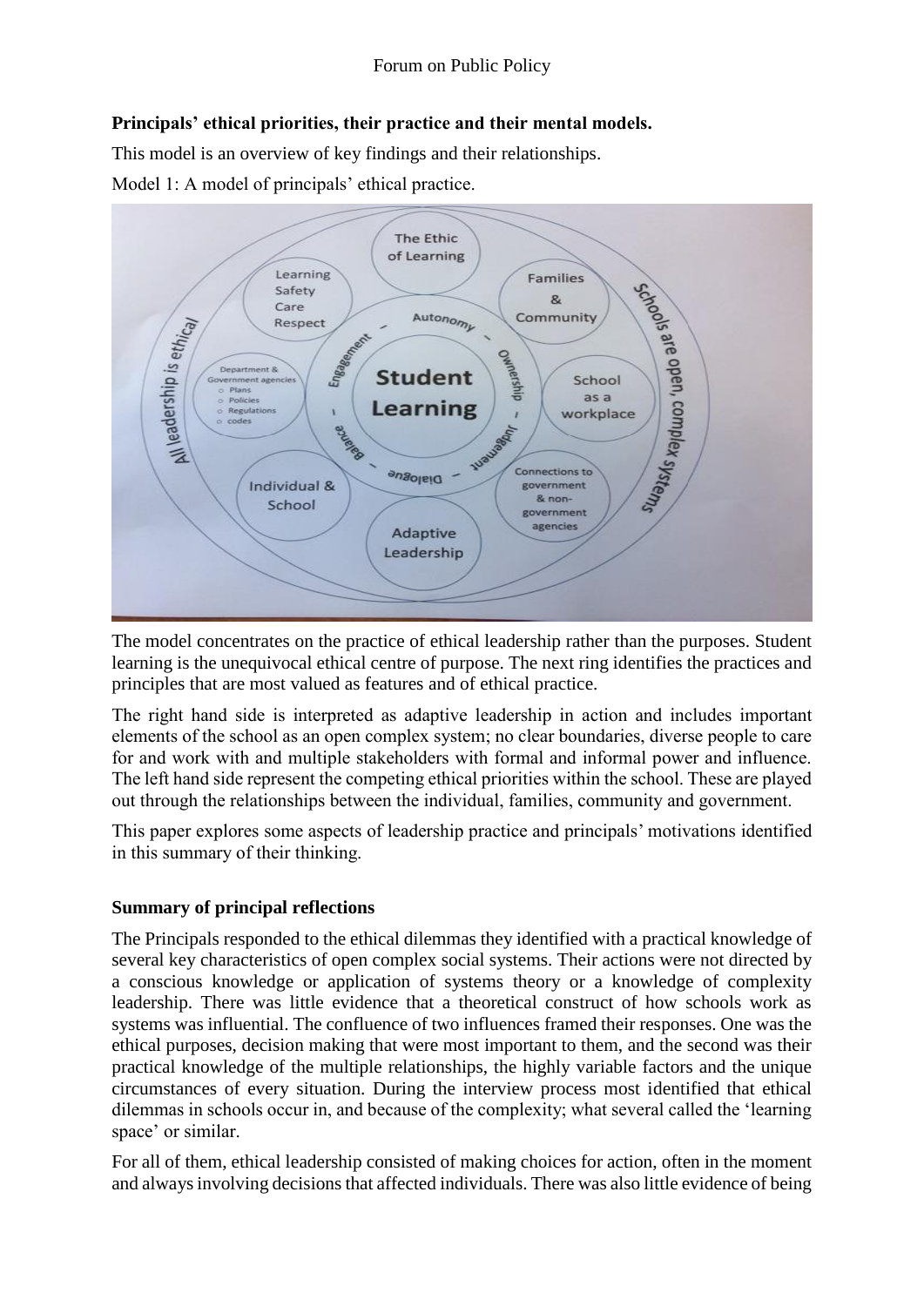**Principals' ethical priorities, their practice and their mental models.**

This model is an overview of key findings and their relationships.

Model 1: A model of principals' ethical practice.

The model concentrates on the practice of ethical leadership rather than the purposes. Student learning is the unequivocal ethical centre of purpose. The next ring identifies the practices and principles that are most valued as features and of ethical practice.

The right hand side is interpreted as adaptive leadership in action and includes important elements of the school as an open complex system; no clear boundaries, diverse people to care for and work with and multiple stakeholders with formal and informal power and influence. The left hand side represent the competing ethical priorities within the school. These are played out through the relationships between the individual, families, community and government.

This paper explores some aspects of leadership practice and principals' motivations identified in this summary of their thinking.

**Summary of principal reflections**

The Principals responded to the ethical dilemmas they identified with a practical knowledge of several key characteristics of open complex social systems. Their actions were not directed by a conscious knowledge or application of systems theory or a knowledge of complexity leadership. There was little evidence that a theoretical construct of how schools work as systems was influential. The confluence of two influences framed their responses. One was the ethical purposes, decision making that were most important to them, and the second was their practical knowledge of the multiple relationships, the highly variable factors and the unique circumstances of every situation. During the interview process most identified that ethical dilemmas in schools occur in, and because of the complexity; what several called the 'learning space' or similar.

For all of them, ethical leadership consisted of making choices for action, often in the moment and always involving decisions that affected individuals. There was also little evidence of being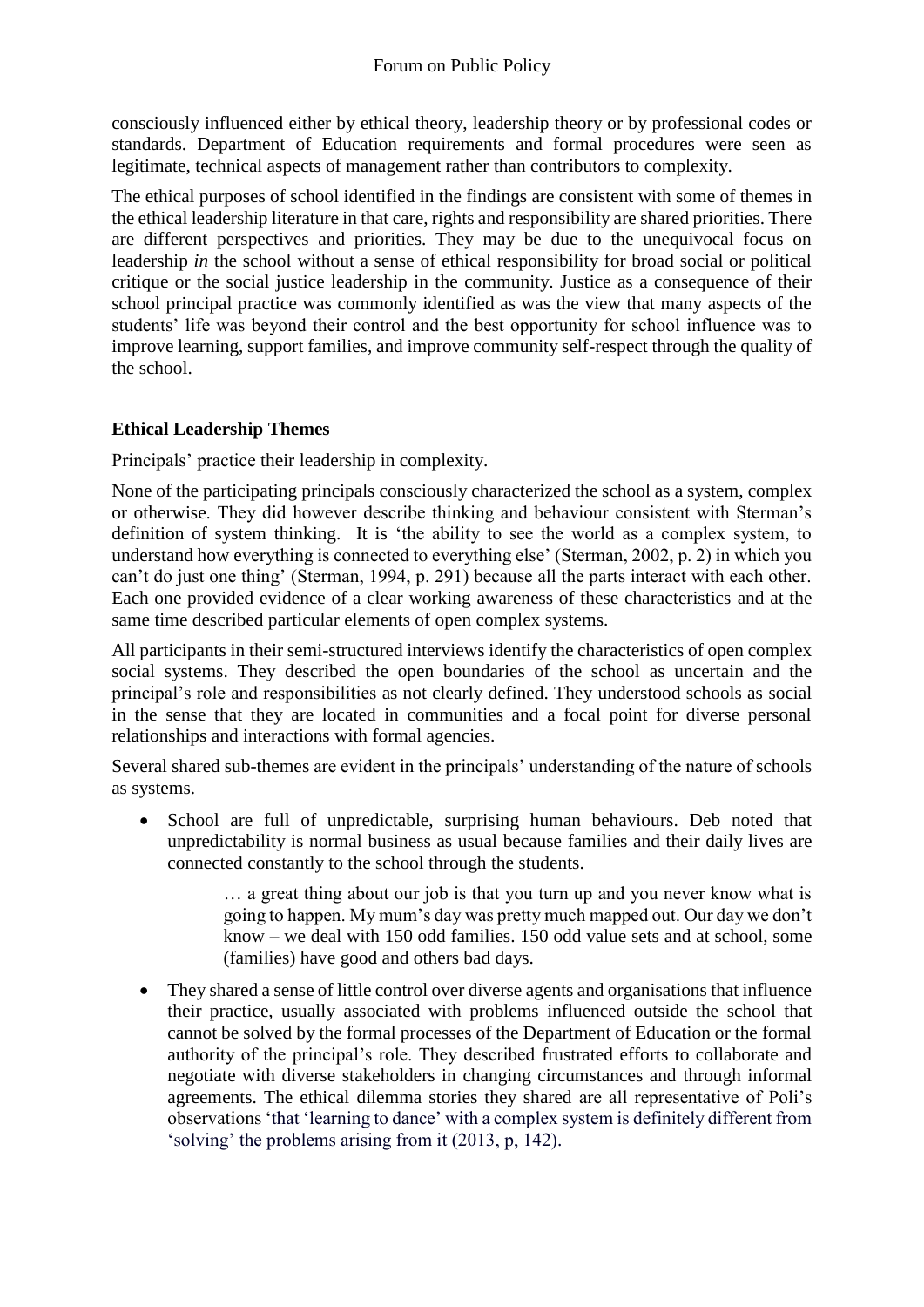consciously influenced either by ethical theory, leadership theory or by professional codes or standards. Department of Education requirements and formal procedures were seen as legitimate, technical aspects of management rather than contributors to complexity.

The ethical purposes of school identified in the findings are consistent with some of themes in the ethical leadership literature in that care, rights and responsibility are shared priorities. There are different perspectives and priorities. They may be due to the unequivocal focus on leadership *in* the school without a sense of ethical responsibility for broad social or political critique or the social justice leadership in the community. Justice as a consequence of their school principal practice was commonly identified as was the view that many aspects of the students' life was beyond their control and the best opportunity for school influence was to improve learning, support families, and improve community self-respect through the quality of the school.

### Ethical Leadership Themes

Principals' practice their leadership in complexity.

None of the participating principals consciously characterized the school as a system, complex or otherwise. They did however describe thinking and behaviour consistent with Sterman's definition of system thinking. It is 'the ability to see the world as a complex system, to understand how everything is connected to everything else' (Sterman, 2002, p. 2) in which you can't do just one thing' (Sterman, 1994, p. 291) because all the parts interact with each other. Each one provided evidence of a clear working awareness of these characteristics and at the same time described particular elements of open complex systems.

All participants in their semi-structured interviews identify the characteristics of open complex social systems. They described the open boundaries of the school as uncertain and the principal's role and responsibilities as not clearly defined. They understood schools as social in the sense that they are located in communities and a focal point for diverse personal relationships and interactions with formal agencies.

Several shared sub-themes are evident in the principals' understanding of the nature of schools as systems.

- School are full of unpredictable, surprising human behaviours. Deb noted that unpredictability is normal business as usual because families and their daily lives are connected constantly to the school through the students.

  > … a great thing about our job is that you turn up and you never know what is going to happen. My mum's day was pretty much mapped out. Our day we don't know – we deal with 150 odd families. 150 odd value sets and at school, some (families) have good and others bad days.

- They shared a sense of little control over diverse agents and organisations that influence their practice, usually associated with problems influenced outside the school that cannot be solved by the formal processes of the Department of Education or the formal authority of the principal's role. They described frustrated efforts to collaborate and negotiate with diverse stakeholders in changing circumstances and through informal agreements. The ethical dilemma stories they shared are all representative of Poli's observations 'that 'learning to dance' with a complex system is definitely different from 'solving' the problems arising from it (2013, p, 142).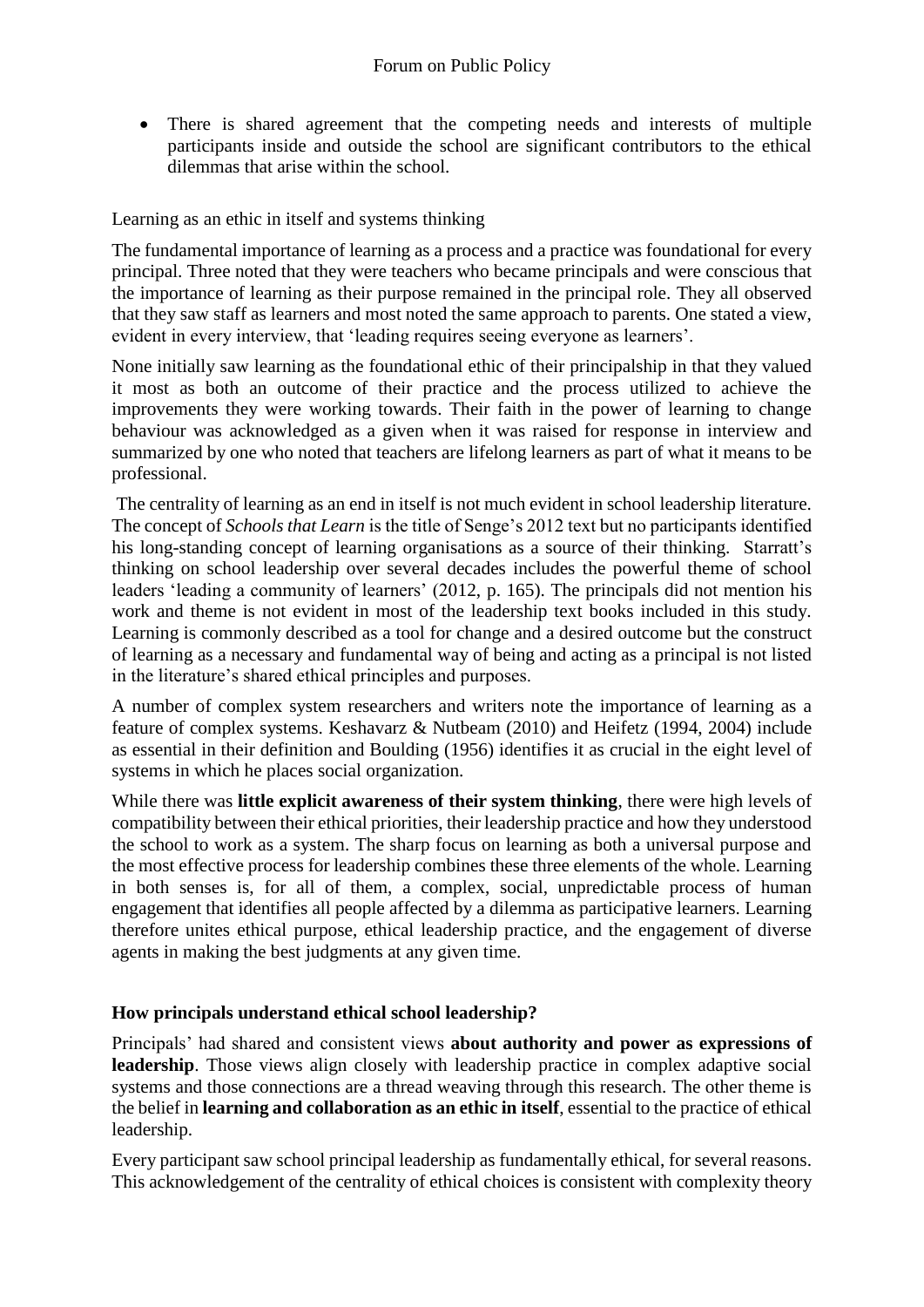- There is shared agreement that the competing needs and interests of multiple participants inside and outside the school are significant contributors to the ethical dilemmas that arise within the school.

Learning as an ethic in itself and systems thinking

The fundamental importance of learning as a process and a practice was foundational for every principal. Three noted that they were teachers who became principals and were conscious that the importance of learning as their purpose remained in the principal role. They all observed that they saw staff as learners and most noted the same approach to parents. One stated a view, evident in every interview, that 'leading requires seeing everyone as learners'.

None initially saw learning as the foundational ethic of their principalship in that they valued it most as both an outcome of their practice and the process utilized to achieve the improvements they were working towards. Their faith in the power of learning to change behaviour was acknowledged as a given when it was raised for response in interview and summarized by one who noted that teachers are lifelong learners as part of what it means to be professional.

The centrality of learning as an end in itself is not much evident in school leadership literature. The concept of *Schools that Learn* is the title of Senge's 2012 text but no participants identified his long-standing concept of learning organisations as a source of their thinking. Starratt's thinking on school leadership over several decades includes the powerful theme of school leaders 'leading a community of learners' (2012, p. 165). The principals did not mention his work and theme is not evident in most of the leadership text books included in this study. Learning is commonly described as a tool for change and a desired outcome but the construct of learning as a necessary and fundamental way of being and acting as a principal is not listed in the literature's shared ethical principles and purposes.

A number of complex system researchers and writers note the importance of learning as a feature of complex systems. Keshavarz & Nutbeam (2010) and Heifetz (1994, 2004) include as essential in their definition and Boulding (1956) identifies it as crucial in the eight level of systems in which he places social organization.

While there was **little explicit awareness of their system thinking**, there were high levels of compatibility between their ethical priorities, their leadership practice and how they understood the school to work as a system. The sharp focus on learning as both a universal purpose and the most effective process for leadership combines these three elements of the whole. Learning in both senses is, for all of them, a complex, social, unpredictable process of human engagement that identifies all people affected by a dilemma as participative learners. Learning therefore unites ethical purpose, ethical leadership practice, and the engagement of diverse agents in making the best judgments at any given time.

**How principals understand ethical school leadership?**

Principals' had shared and consistent views **about authority and power as expressions of leadership**. Those views align closely with leadership practice in complex adaptive social systems and those connections are a thread weaving through this research. The other theme is the belief in **learning and collaboration as an ethic in itself**, essential to the practice of ethical leadership.

Every participant saw school principal leadership as fundamentally ethical, for several reasons. This acknowledgement of the centrality of ethical choices is consistent with complexity theory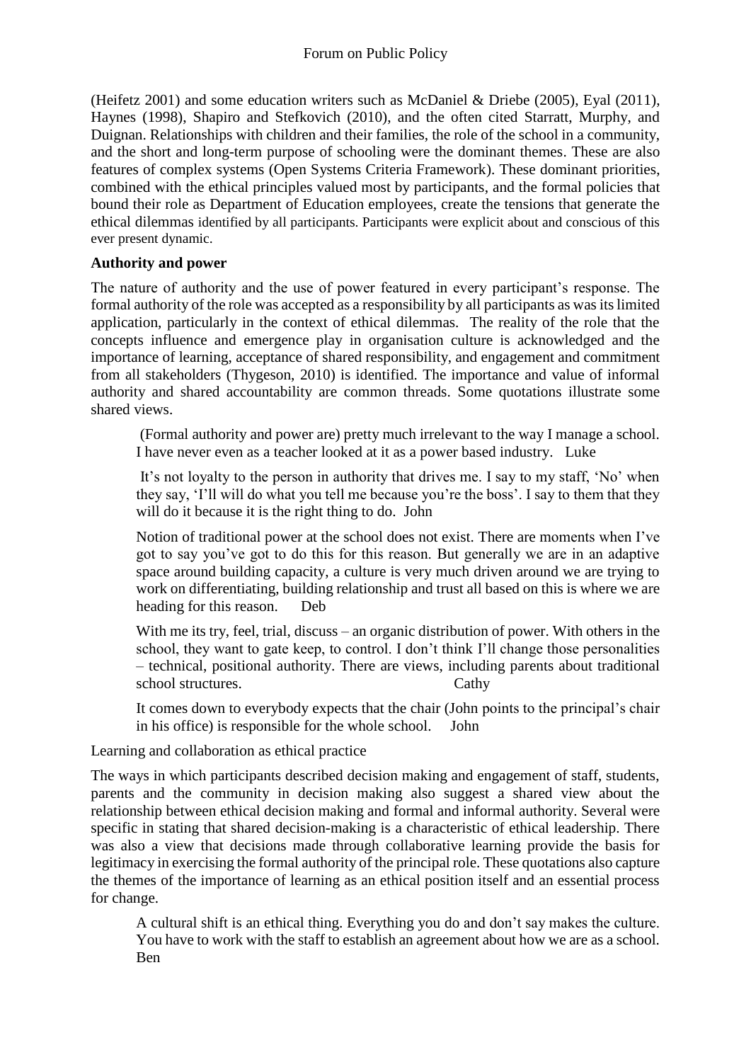(Heifetz 2001) and some education writers such as McDaniel & Driebe (2005), Eyal (2011), Haynes (1998), Shapiro and Stefkovich (2010), and the often cited Starratt, Murphy, and Duignan. Relationships with children and their families, the role of the school in a community, and the short and long-term purpose of schooling were the dominant themes. These are also features of complex systems (Open Systems Criteria Framework). These dominant priorities, combined with the ethical principles valued most by participants, and the formal policies that bound their role as Department of Education employees, create the tensions that generate the ethical dilemmas identified by all participants. Participants were explicit about and conscious of this ever present dynamic.

**Authority and power**

The nature of authority and the use of power featured in every participant's response. The formal authority of the role was accepted as a responsibility by all participants as was its limited application, particularly in the context of ethical dilemmas. The reality of the role that the concepts influence and emergence play in organisation culture is acknowledged and the importance of learning, acceptance of shared responsibility, and engagement and commitment from all stakeholders (Thygeson, 2010) is identified. The importance and value of informal authority and shared accountability are common threads. Some quotations illustrate some shared views.

> (Formal authority and power are) pretty much irrelevant to the way I manage a school. I have never even as a teacher looked at it as a power based industry. Luke

> It's not loyalty to the person in authority that drives me. I say to my staff, 'No' when they say, 'I'll will do what you tell me because you're the boss'. I say to them that they will do it because it is the right thing to do. John

> Notion of traditional power at the school does not exist. There are moments when I've got to say you've got to do this for this reason. But generally we are in an adaptive space around building capacity, a culture is very much driven around we are trying to work on differentiating, building relationship and trust all based on this is where we are heading for this reason. Deb

> With me its try, feel, trial, discuss – an organic distribution of power. With others in the school, they want to gate keep, to control. I don't think I'll change those personalities – technical, positional authority. There are views, including parents about traditional school structures. Cathy

> It comes down to everybody expects that the chair (John points to the principal's chair in his office) is responsible for the whole school. John

Learning and collaboration as ethical practice

The ways in which participants described decision making and engagement of staff, students, parents and the community in decision making also suggest a shared view about the relationship between ethical decision making and formal and informal authority. Several were specific in stating that shared decision-making is a characteristic of ethical leadership. There was also a view that decisions made through collaborative learning provide the basis for legitimacy in exercising the formal authority of the principal role. These quotations also capture the themes of the importance of learning as an ethical position itself and an essential process for change.

> A cultural shift is an ethical thing. Everything you do and don't say makes the culture. You have to work with the staff to establish an agreement about how we are as a school. Ben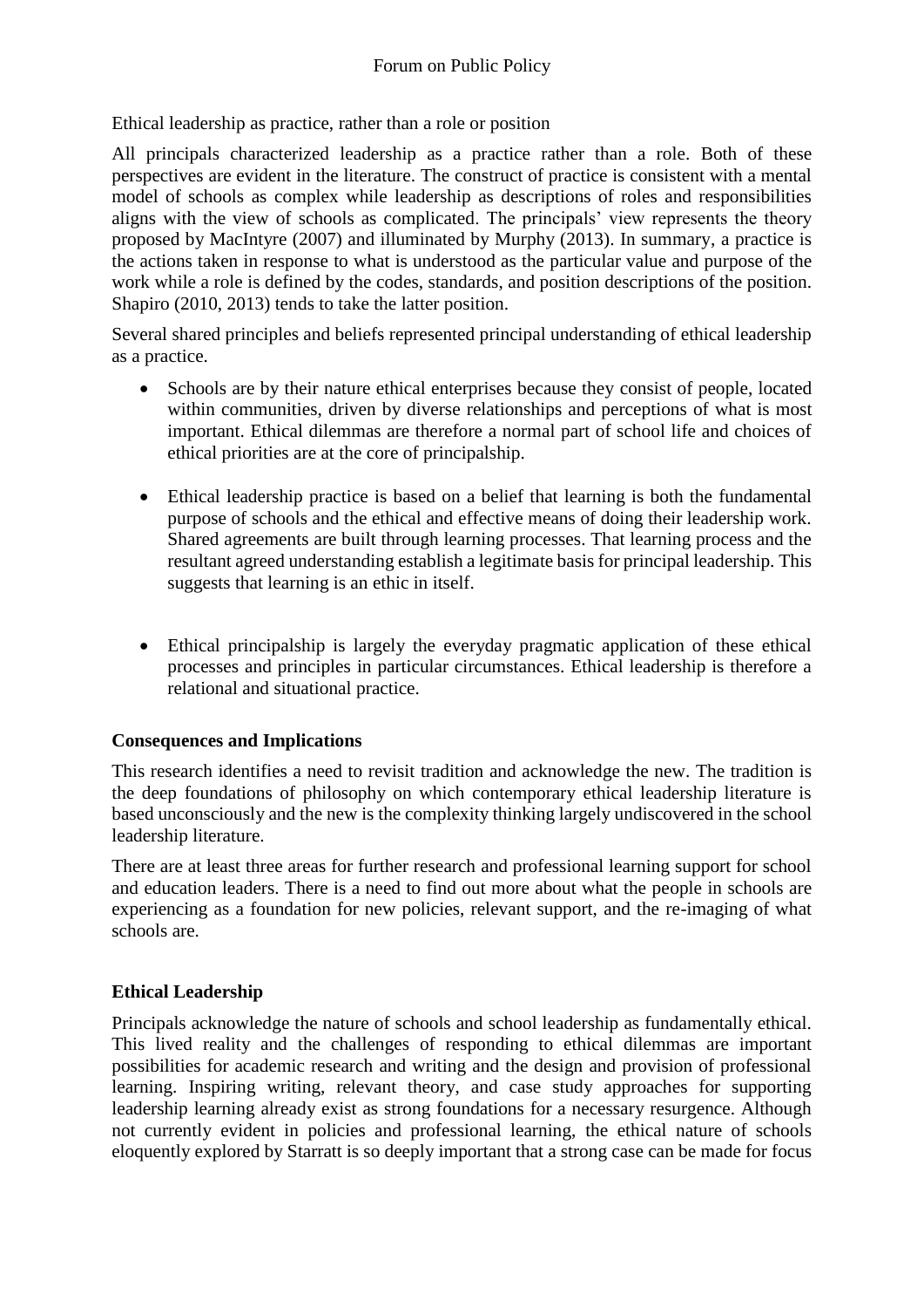Ethical leadership as practice, rather than a role or position

All principals characterized leadership as a practice rather than a role. Both of these perspectives are evident in the literature. The construct of practice is consistent with a mental model of schools as complex while leadership as descriptions of roles and responsibilities aligns with the view of schools as complicated. The principals' view represents the theory proposed by MacIntyre (2007) and illuminated by Murphy (2013). In summary, a practice is the actions taken in response to what is understood as the particular value and purpose of the work while a role is defined by the codes, standards, and position descriptions of the position. Shapiro (2010, 2013) tends to take the latter position.

Several shared principles and beliefs represented principal understanding of ethical leadership as a practice.

- Schools are by their nature ethical enterprises because they consist of people, located within communities, driven by diverse relationships and perceptions of what is most important. Ethical dilemmas are therefore a normal part of school life and choices of ethical priorities are at the core of principalship.

- Ethical leadership practice is based on a belief that learning is both the fundamental purpose of schools and the ethical and effective means of doing their leadership work. Shared agreements are built through learning processes. That learning process and the resultant agreed understanding establish a legitimate basis for principal leadership. This suggests that learning is an ethic in itself.

- Ethical principalship is largely the everyday pragmatic application of these ethical processes and principles in particular circumstances. Ethical leadership is therefore a relational and situational practice.

## Consequences and Implications

This research identifies a need to revisit tradition and acknowledge the new. The tradition is the deep foundations of philosophy on which contemporary ethical leadership literature is based unconsciously and the new is the complexity thinking largely undiscovered in the school leadership literature.

There are at least three areas for further research and professional learning support for school and education leaders. There is a need to find out more about what the people in schools are experiencing as a foundation for new policies, relevant support, and the re-imaging of what schools are.

## Ethical Leadership

Principals acknowledge the nature of schools and school leadership as fundamentally ethical. This lived reality and the challenges of responding to ethical dilemmas are important possibilities for academic research and writing and the design and provision of professional learning. Inspiring writing, relevant theory, and case study approaches for supporting leadership learning already exist as strong foundations for a necessary resurgence. Although not currently evident in policies and professional learning, the ethical nature of schools eloquently explored by Starratt is so deeply important that a strong case can be made for focus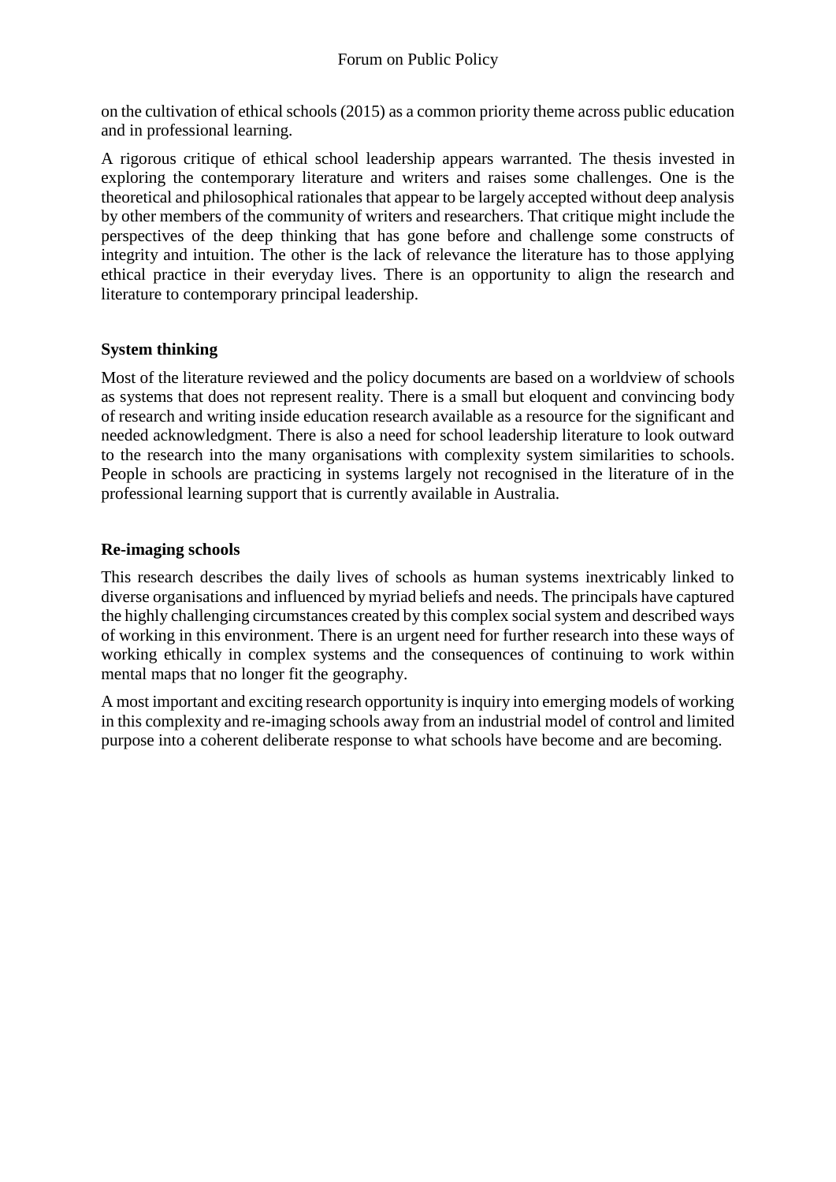on the cultivation of ethical schools (2015) as a common priority theme across public education and in professional learning.

A rigorous critique of ethical school leadership appears warranted. The thesis invested in exploring the contemporary literature and writers and raises some challenges. One is the theoretical and philosophical rationales that appear to be largely accepted without deep analysis by other members of the community of writers and researchers. That critique might include the perspectives of the deep thinking that has gone before and challenge some constructs of integrity and intuition. The other is the lack of relevance the literature has to those applying ethical practice in their everyday lives. There is an opportunity to align the research and literature to contemporary principal leadership.

**System thinking**

Most of the literature reviewed and the policy documents are based on a worldview of schools as systems that does not represent reality. There is a small but eloquent and convincing body of research and writing inside education research available as a resource for the significant and needed acknowledgment. There is also a need for school leadership literature to look outward to the research into the many organisations with complexity system similarities to schools. People in schools are practicing in systems largely not recognised in the literature of in the professional learning support that is currently available in Australia.

**Re-imaging schools**

This research describes the daily lives of schools as human systems inextricably linked to diverse organisations and influenced by myriad beliefs and needs. The principals have captured the highly challenging circumstances created by this complex social system and described ways of working in this environment. There is an urgent need for further research into these ways of working ethically in complex systems and the consequences of continuing to work within mental maps that no longer fit the geography.

A most important and exciting research opportunity is inquiry into emerging models of working in this complexity and re-imaging schools away from an industrial model of control and limited purpose into a coherent deliberate response to what schools have become and are becoming.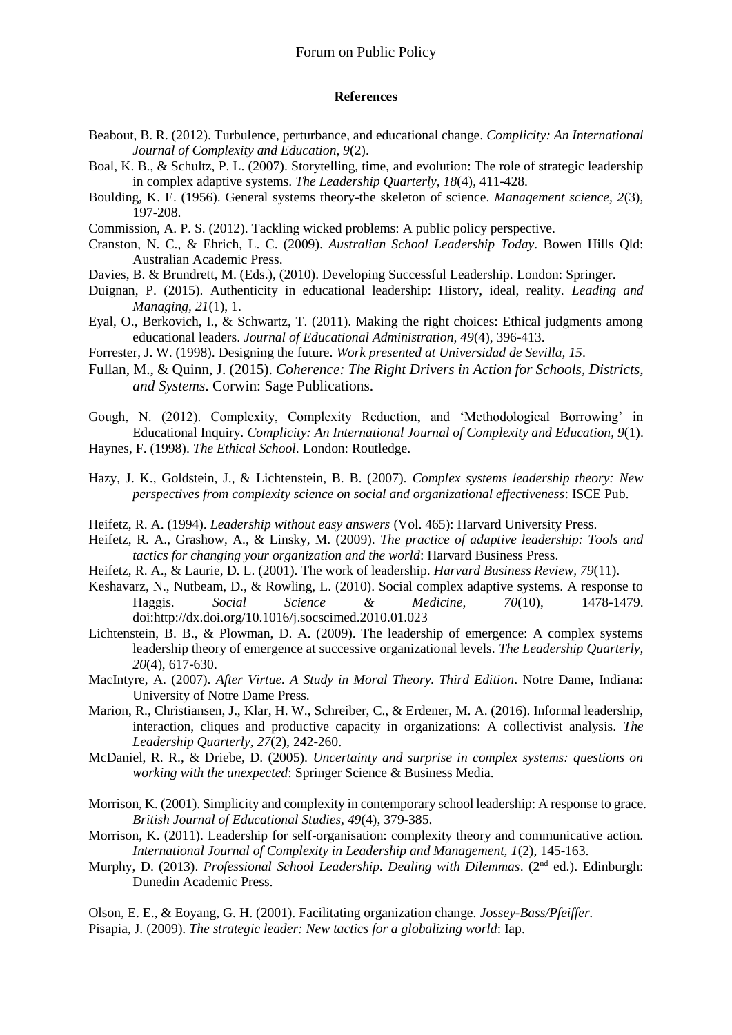**References**

Beabout, B. R. (2012). Turbulence, perturbance, and educational change. *Complicity: An International Journal of Complexity and Education, 9*(2).

Boal, K. B., & Schultz, P. L. (2007). Storytelling, time, and evolution: The role of strategic leadership in complex adaptive systems. *The Leadership Quarterly, 18*(4), 411-428.

Boulding, K. E. (1956). General systems theory-the skeleton of science. *Management science, 2*(3), 197-208.

Commission, A. P. S. (2012). Tackling wicked problems: A public policy perspective.

Cranston, N. C., & Ehrich, L. C. (2009). *Australian School Leadership Today*. Bowen Hills Qld: Australian Academic Press.

Davies, B. & Brundrett, M. (Eds.), (2010). Developing Successful Leadership. London: Springer.

Duignan, P. (2015). Authenticity in educational leadership: History, ideal, reality. *Leading and Managing, 21*(1), 1.

Eyal, O., Berkovich, I., & Schwartz, T. (2011). Making the right choices: Ethical judgments among educational leaders. *Journal of Educational Administration, 49*(4), 396-413.

Forrester, J. W. (1998). Designing the future. *Work presented at Universidad de Sevilla, 15*.

Fullan, M., & Quinn, J. (2015). *Coherence: The Right Drivers in Action for Schools, Districts, and Systems*. Corwin: Sage Publications.

Gough, N. (2012). Complexity, Complexity Reduction, and 'Methodological Borrowing' in Educational Inquiry. *Complicity: An International Journal of Complexity and Education, 9*(1).

Haynes, F. (1998). *The Ethical School*. London: Routledge.

Hazy, J. K., Goldstein, J., & Lichtenstein, B. B. (2007). *Complex systems leadership theory: New perspectives from complexity science on social and organizational effectiveness*: ISCE Pub.

Heifetz, R. A. (1994). *Leadership without easy answers* (Vol. 465): Harvard University Press.

Heifetz, R. A., Grashow, A., & Linsky, M. (2009). *The practice of adaptive leadership: Tools and tactics for changing your organization and the world*: Harvard Business Press.

Heifetz, R. A., & Laurie, D. L. (2001). The work of leadership. *Harvard Business Review, 79*(11).

Keshavarz, N., Nutbeam, D., & Rowling, L. (2010). Social complex adaptive systems. A response to Haggis. *Social Science & Medicine, 70*(10), 1478-1479. doi:http://dx.doi.org/10.1016/j.socscimed.2010.01.023

Lichtenstein, B. B., & Plowman, D. A. (2009). The leadership of emergence: A complex systems leadership theory of emergence at successive organizational levels. *The Leadership Quarterly, 20*(4), 617-630.

MacIntyre, A. (2007). *After Virtue. A Study in Moral Theory. Third Edition*. Notre Dame, Indiana: University of Notre Dame Press.

Marion, R., Christiansen, J., Klar, H. W., Schreiber, C., & Erdener, M. A. (2016). Informal leadership, interaction, cliques and productive capacity in organizations: A collectivist analysis. *The Leadership Quarterly, 27*(2), 242-260.

McDaniel, R. R., & Driebe, D. (2005). *Uncertainty and surprise in complex systems: questions on working with the unexpected*: Springer Science & Business Media.

Morrison, K. (2001). Simplicity and complexity in contemporary school leadership: A response to grace. *British Journal of Educational Studies, 49*(4), 379-385.

Morrison, K. (2011). Leadership for self-organisation: complexity theory and communicative action. *International Journal of Complexity in Leadership and Management, 1*(2), 145-163.

Murphy, D. (2013). *Professional School Leadership. Dealing with Dilemmas*. (2nd ed.). Edinburgh: Dunedin Academic Press.

Olson, E. E., & Eoyang, G. H. (2001). Facilitating organization change. *Jossey-Bass/Pfeiffer.*

Pisapia, J. (2009). *The strategic leader: New tactics for a globalizing world*: Iap.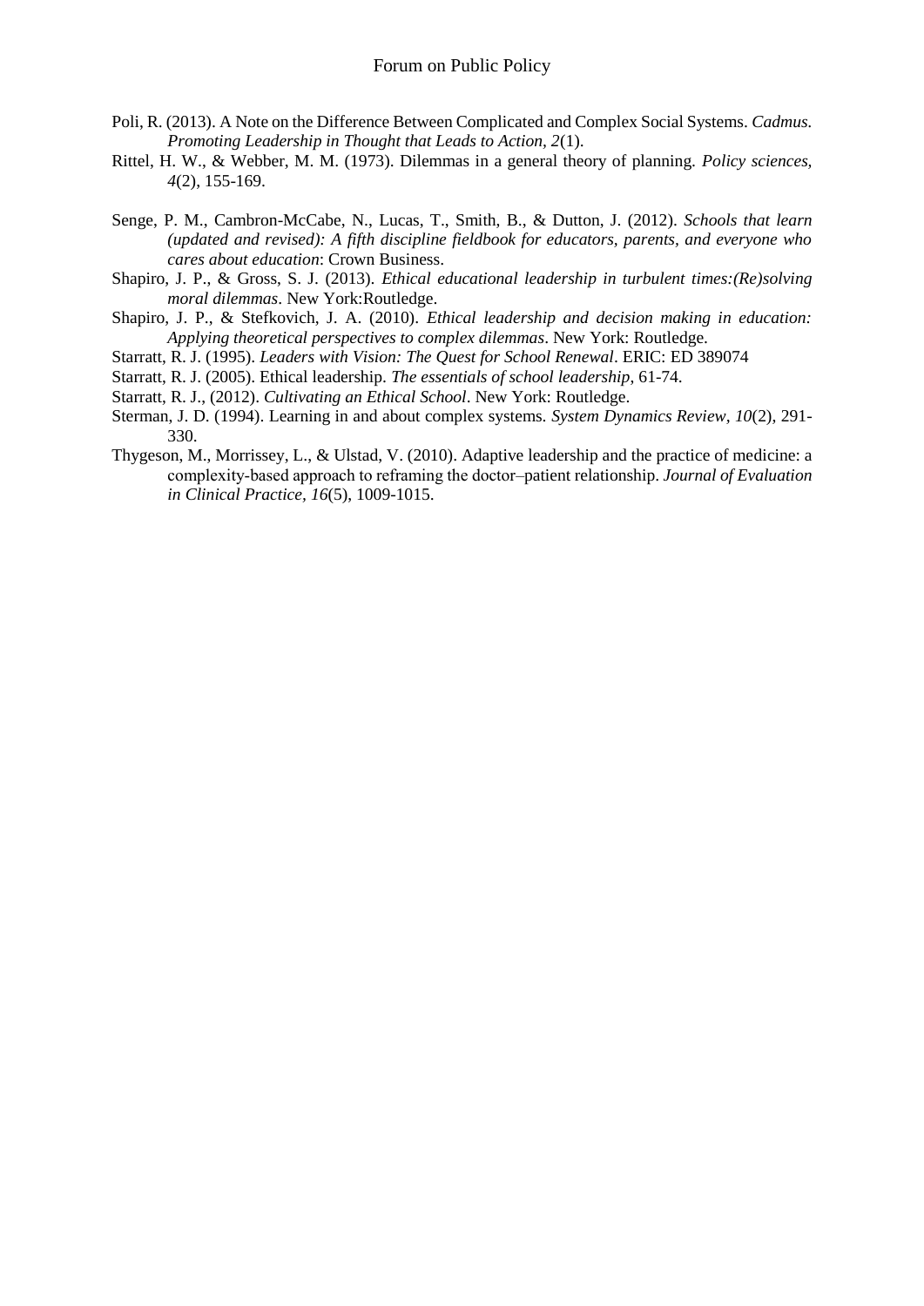Poli, R. (2013). A Note on the Difference Between Complicated and Complex Social Systems. *Cadmus. Promoting Leadership in Thought that Leads to Action, 2*(1).

Rittel, H. W., & Webber, M. M. (1973). Dilemmas in a general theory of planning. *Policy sciences, 4*(2), 155-169.

Senge, P. M., Cambron-McCabe, N., Lucas, T., Smith, B., & Dutton, J. (2012). *Schools that learn (updated and revised): A fifth discipline fieldbook for educators, parents, and everyone who cares about education*: Crown Business.

Shapiro, J. P., & Gross, S. J. (2013). *Ethical educational leadership in turbulent times:(Re)solving moral dilemmas*. New York:Routledge.

Shapiro, J. P., & Stefkovich, J. A. (2010). *Ethical leadership and decision making in education: Applying theoretical perspectives to complex dilemmas*. New York: Routledge.

Starratt, R. J. (1995). *Leaders with Vision: The Quest for School Renewal*. ERIC: ED 389074

Starratt, R. J. (2005). Ethical leadership. *The essentials of school leadership*, 61-74.

Starratt, R. J., (2012). *Cultivating an Ethical School*. New York: Routledge.

Sterman, J. D. (1994). Learning in and about complex systems. *System Dynamics Review, 10*(2), 291-330.

Thygeson, M., Morrissey, L., & Ulstad, V. (2010). Adaptive leadership and the practice of medicine: a complexity-based approach to reframing the doctor–patient relationship. *Journal of Evaluation in Clinical Practice, 16*(5), 1009-1015.